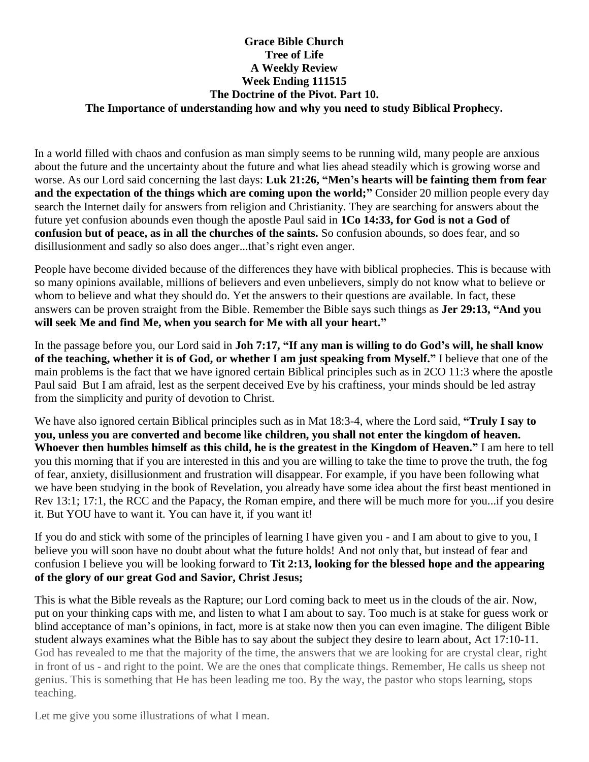**Grace Bible Church**
**Tree of Life**
**A Weekly Review**
**Week Ending 111515**
**The Doctrine of the Pivot. Part 10.**
**The Importance of understanding how and why you need to study Biblical Prophecy.**

In a world filled with chaos and confusion as man simply seems to be running wild, many people are anxious about the future and the uncertainty about the future and what lies ahead steadily which is growing worse and worse. As our Lord said concerning the last days: **Luk 21:26, "Men's hearts will be fainting them from fear and the expectation of the things which are coming upon the world;"** Consider 20 million people every day search the Internet daily for answers from religion and Christianity. They are searching for answers about the future yet confusion abounds even though the apostle Paul said in **1Co 14:33, for God is not a God of confusion but of peace, as in all the churches of the saints.** So confusion abounds, so does fear, and so disillusionment and sadly so also does anger...that's right even anger.

People have become divided because of the differences they have with biblical prophecies. This is because with so many opinions available, millions of believers and even unbelievers, simply do not know what to believe or whom to believe and what they should do. Yet the answers to their questions are available. In fact, these answers can be proven straight from the Bible. Remember the Bible says such things as **Jer 29:13, "And you will seek Me and find Me, when you search for Me with all your heart."**

In the passage before you, our Lord said in **Joh 7:17, "If any man is willing to do God's will, he shall know of the teaching, whether it is of God, or whether I am just speaking from Myself."** I believe that one of the main problems is the fact that we have ignored certain Biblical principles such as in 2CO 11:3 where the apostle Paul said But I am afraid, lest as the serpent deceived Eve by his craftiness, your minds should be led astray from the simplicity and purity of devotion to Christ.

We have also ignored certain Biblical principles such as in Mat 18:3-4, where the Lord said, **"Truly I say to you, unless you are converted and become like children, you shall not enter the kingdom of heaven. Whoever then humbles himself as this child, he is the greatest in the Kingdom of Heaven."** I am here to tell you this morning that if you are interested in this and you are willing to take the time to prove the truth, the fog of fear, anxiety, disillusionment and frustration will disappear. For example, if you have been following what we have been studying in the book of Revelation, you already have some idea about the first beast mentioned in Rev 13:1; 17:1, the RCC and the Papacy, the Roman empire, and there will be much more for you...if you desire it. But YOU have to want it. You can have it, if you want it!

If you do and stick with some of the principles of learning I have given you - and I am about to give to you, I believe you will soon have no doubt about what the future holds! And not only that, but instead of fear and confusion I believe you will be looking forward to **Tit 2:13, looking for the blessed hope and the appearing of the glory of our great God and Savior, Christ Jesus;**

This is what the Bible reveals as the Rapture; our Lord coming back to meet us in the clouds of the air. Now, put on your thinking caps with me, and listen to what I am about to say. Too much is at stake for guess work or blind acceptance of man's opinions, in fact, more is at stake now then you can even imagine. The diligent Bible student always examines what the Bible has to say about the subject they desire to learn about, Act 17:10-11. God has revealed to me that the majority of the time, the answers that we are looking for are crystal clear, right in front of us - and right to the point. We are the ones that complicate things. Remember, He calls us sheep not genius. This is something that He has been leading me too. By the way, the pastor who stops learning, stops teaching.

Let me give you some illustrations of what I mean.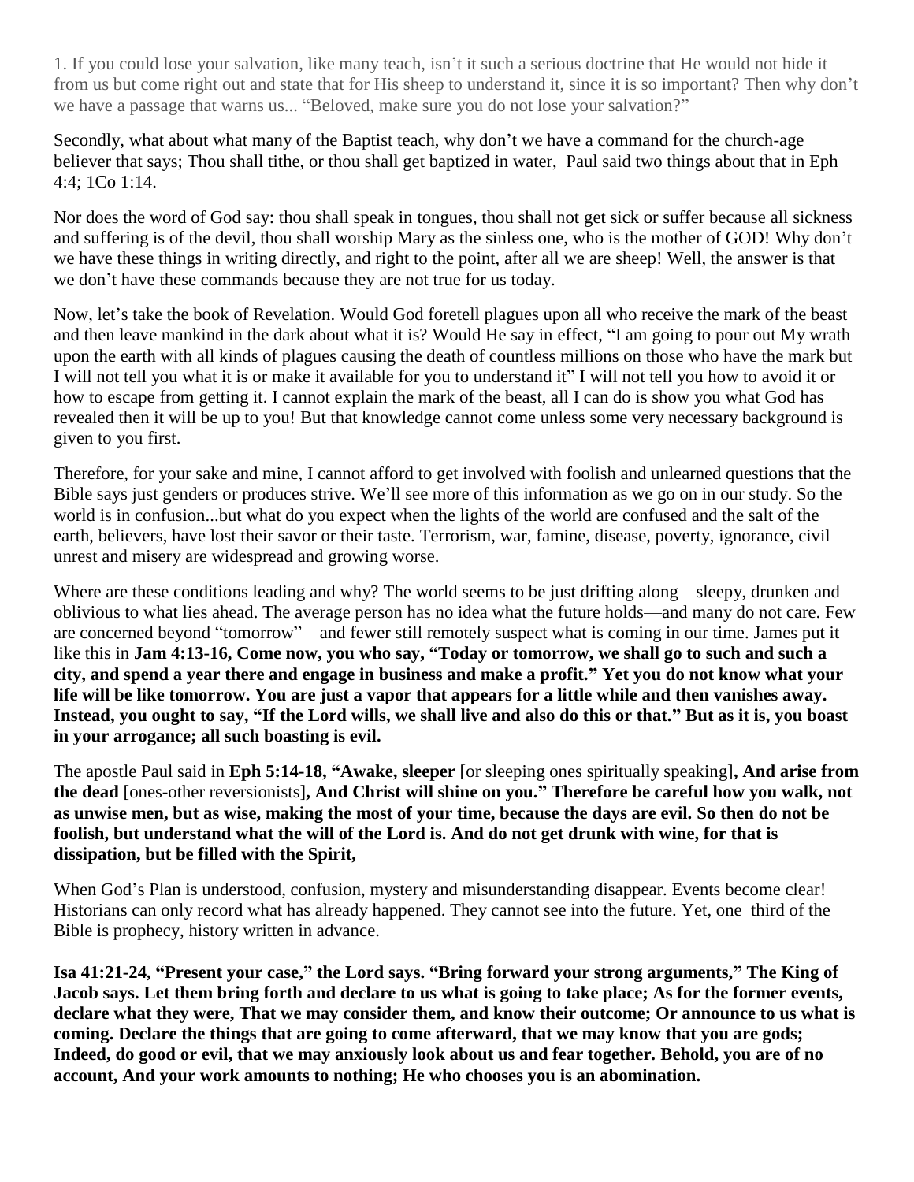1. If you could lose your salvation, like many teach, isn't it such a serious doctrine that He would not hide it from us but come right out and state that for His sheep to understand it, since it is so important? Then why don't we have a passage that warns us... "Beloved, make sure you do not lose your salvation?"

Secondly, what about what many of the Baptist teach, why don't we have a command for the church-age believer that says; Thou shall tithe, or thou shall get baptized in water, Paul said two things about that in Eph 4:4; 1Co 1:14.

Nor does the word of God say: thou shall speak in tongues, thou shall not get sick or suffer because all sickness and suffering is of the devil, thou shall worship Mary as the sinless one, who is the mother of GOD! Why don't we have these things in writing directly, and right to the point, after all we are sheep! Well, the answer is that we don't have these commands because they are not true for us today.

Now, let's take the book of Revelation. Would God foretell plagues upon all who receive the mark of the beast and then leave mankind in the dark about what it is? Would He say in effect, "I am going to pour out My wrath upon the earth with all kinds of plagues causing the death of countless millions on those who have the mark but I will not tell you what it is or make it available for you to understand it" I will not tell you how to avoid it or how to escape from getting it. I cannot explain the mark of the beast, all I can do is show you what God has revealed then it will be up to you! But that knowledge cannot come unless some very necessary background is given to you first.

Therefore, for your sake and mine, I cannot afford to get involved with foolish and unlearned questions that the Bible says just genders or produces strive. We'll see more of this information as we go on in our study. So the world is in confusion...but what do you expect when the lights of the world are confused and the salt of the earth, believers, have lost their savor or their taste. Terrorism, war, famine, disease, poverty, ignorance, civil unrest and misery are widespread and growing worse.

Where are these conditions leading and why? The world seems to be just drifting along—sleepy, drunken and oblivious to what lies ahead. The average person has no idea what the future holds—and many do not care. Few are concerned beyond "tomorrow"—and fewer still remotely suspect what is coming in our time. James put it like this in **Jam 4:13-16, Come now, you who say, "Today or tomorrow, we shall go to such and such a city, and spend a year there and engage in business and make a profit." Yet you do not know what your life will be like tomorrow. You are just a vapor that appears for a little while and then vanishes away. Instead, you ought to say, "If the Lord wills, we shall live and also do this or that." But as it is, you boast in your arrogance; all such boasting is evil.**

The apostle Paul said in **Eph 5:14-18, "Awake, sleeper** [or sleeping ones spiritually speaking]**, And arise from the dead** [ones-other reversionists]**, And Christ will shine on you." Therefore be careful how you walk, not as unwise men, but as wise, making the most of your time, because the days are evil. So then do not be foolish, but understand what the will of the Lord is. And do not get drunk with wine, for that is dissipation, but be filled with the Spirit,**

When God's Plan is understood, confusion, mystery and misunderstanding disappear. Events become clear! Historians can only record what has already happened. They cannot see into the future. Yet, one third of the Bible is prophecy, history written in advance.

**Isa 41:21-24, "Present your case," the Lord says. "Bring forward your strong arguments," The King of Jacob says. Let them bring forth and declare to us what is going to take place; As for the former events, declare what they were, That we may consider them, and know their outcome; Or announce to us what is coming. Declare the things that are going to come afterward, that we may know that you are gods; Indeed, do good or evil, that we may anxiously look about us and fear together. Behold, you are of no account, And your work amounts to nothing; He who chooses you is an abomination.**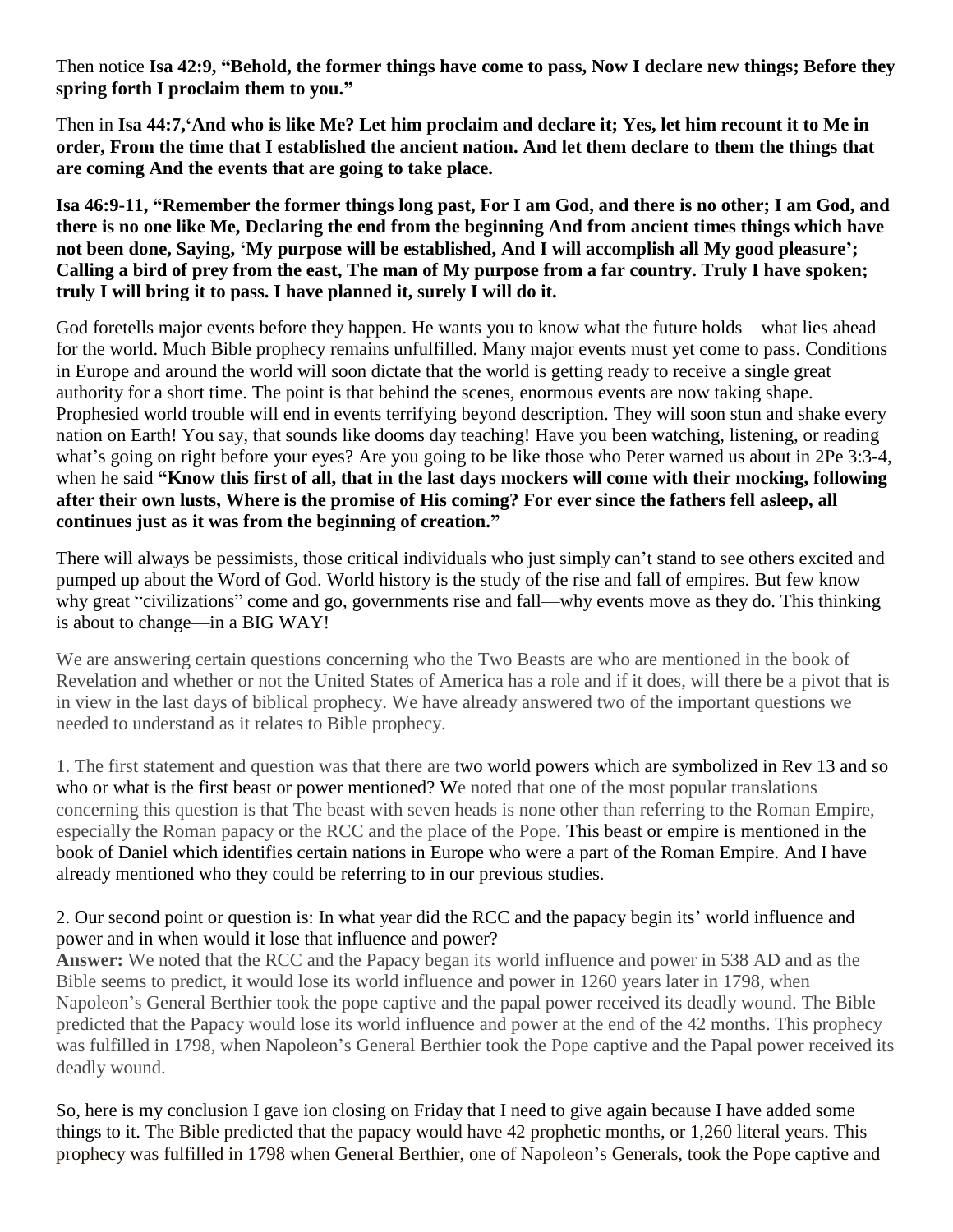Then notice **Isa 42:9, "Behold, the former things have come to pass, Now I declare new things; Before they spring forth I proclaim them to you."**

Then in **Isa 44:7,'And who is like Me? Let him proclaim and declare it; Yes, let him recount it to Me in order, From the time that I established the ancient nation. And let them declare to them the things that are coming And the events that are going to take place.**

**Isa 46:9-11, "Remember the former things long past, For I am God, and there is no other; I am God, and there is no one like Me, Declaring the end from the beginning And from ancient times things which have not been done, Saying, 'My purpose will be established, And I will accomplish all My good pleasure'; Calling a bird of prey from the east, The man of My purpose from a far country. Truly I have spoken; truly I will bring it to pass. I have planned it, surely I will do it.**

God foretells major events before they happen. He wants you to know what the future holds—what lies ahead for the world. Much Bible prophecy remains unfulfilled. Many major events must yet come to pass. Conditions in Europe and around the world will soon dictate that the world is getting ready to receive a single great authority for a short time. The point is that behind the scenes, enormous events are now taking shape. Prophesied world trouble will end in events terrifying beyond description. They will soon stun and shake every nation on Earth! You say, that sounds like dooms day teaching! Have you been watching, listening, or reading what's going on right before your eyes? Are you going to be like those who Peter warned us about in 2Pe 3:3-4, when he said **"Know this first of all, that in the last days mockers will come with their mocking, following after their own lusts, Where is the promise of His coming? For ever since the fathers fell asleep, all continues just as it was from the beginning of creation."**

There will always be pessimists, those critical individuals who just simply can't stand to see others excited and pumped up about the Word of God. World history is the study of the rise and fall of empires. But few know why great "civilizations" come and go, governments rise and fall—why events move as they do. This thinking is about to change—in a BIG WAY!

We are answering certain questions concerning who the Two Beasts are who are mentioned in the book of Revelation and whether or not the United States of America has a role and if it does, will there be a pivot that is in view in the last days of biblical prophecy. We have already answered two of the important questions we needed to understand as it relates to Bible prophecy.

1. The first statement and question was that there are two world powers which are symbolized in Rev 13 and so who or what is the first beast or power mentioned? We noted that one of the most popular translations concerning this question is that The beast with seven heads is none other than referring to the Roman Empire, especially the Roman papacy or the RCC and the place of the Pope. This beast or empire is mentioned in the book of Daniel which identifies certain nations in Europe who were a part of the Roman Empire. And I have already mentioned who they could be referring to in our previous studies.

2. Our second point or question is: In what year did the RCC and the papacy begin its' world influence and power and in when would it lose that influence and power?
**Answer:** We noted that the RCC and the Papacy began its world influence and power in 538 AD and as the Bible seems to predict, it would lose its world influence and power in 1260 years later in 1798, when Napoleon's General Berthier took the pope captive and the papal power received its deadly wound. The Bible predicted that the Papacy would lose its world influence and power at the end of the 42 months. This prophecy was fulfilled in 1798, when Napoleon's General Berthier took the Pope captive and the Papal power received its deadly wound.

So, here is my conclusion I gave ion closing on Friday that I need to give again because I have added some things to it. The Bible predicted that the papacy would have 42 prophetic months, or 1,260 literal years. This prophecy was fulfilled in 1798 when General Berthier, one of Napoleon's Generals, took the Pope captive and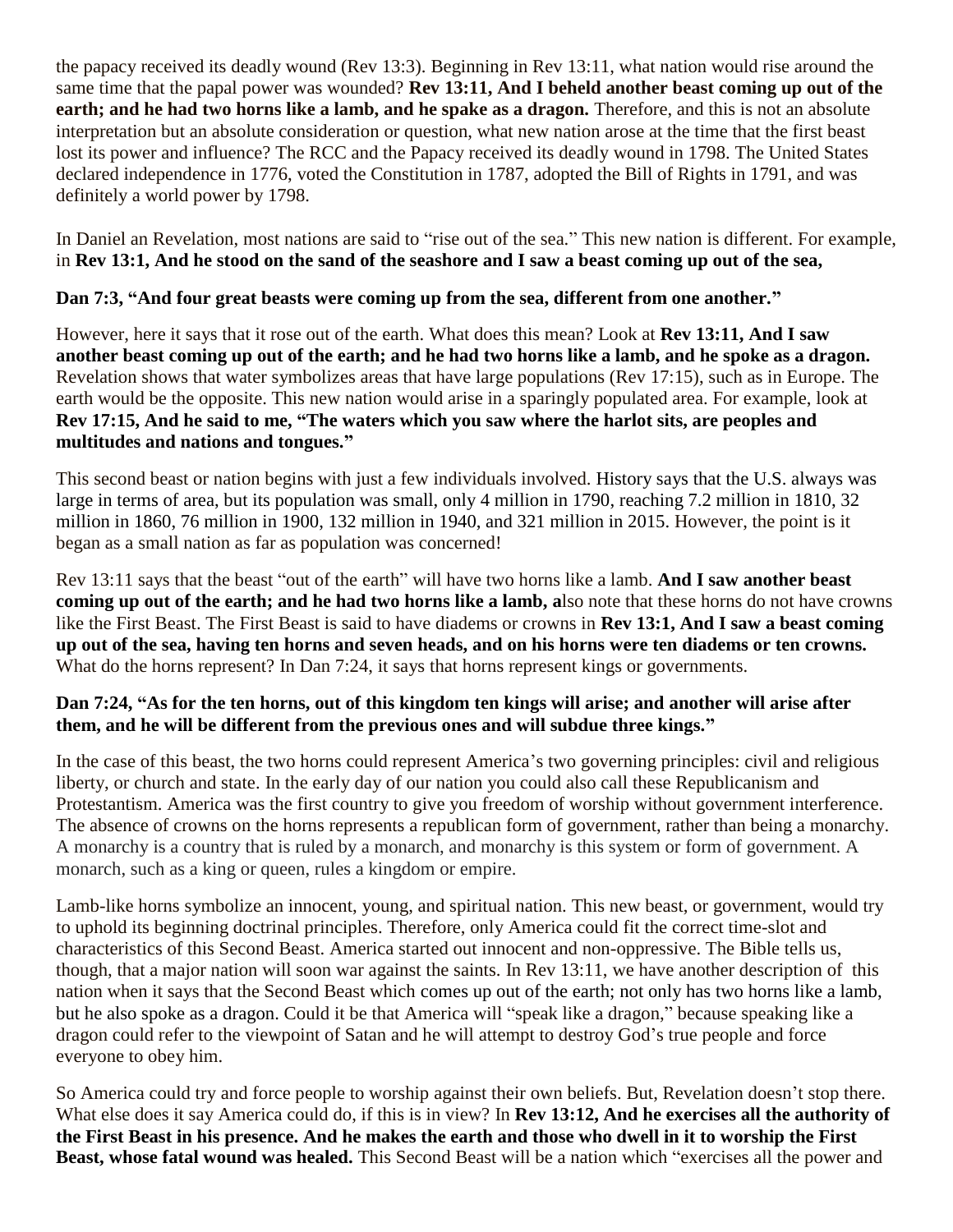the papacy received its deadly wound (Rev 13:3). Beginning in Rev 13:11, what nation would rise around the same time that the papal power was wounded? **Rev 13:11, And I beheld another beast coming up out of the earth; and he had two horns like a lamb, and he spake as a dragon.** Therefore, and this is not an absolute interpretation but an absolute consideration or question, what new nation arose at the time that the first beast lost its power and influence? The RCC and the Papacy received its deadly wound in 1798. The United States declared independence in 1776, voted the Constitution in 1787, adopted the Bill of Rights in 1791, and was definitely a world power by 1798.

In Daniel an Revelation, most nations are said to "rise out of the sea." This new nation is different. For example, in **Rev 13:1, And he stood on the sand of the seashore and I saw a beast coming up out of the sea,**

**Dan 7:3, "And four great beasts were coming up from the sea, different from one another."**

However, here it says that it rose out of the earth. What does this mean? Look at **Rev 13:11, And I saw another beast coming up out of the earth; and he had two horns like a lamb, and he spoke as a dragon.** Revelation shows that water symbolizes areas that have large populations (Rev 17:15), such as in Europe. The earth would be the opposite. This new nation would arise in a sparingly populated area. For example, look at **Rev 17:15, And he said to me, "The waters which you saw where the harlot sits, are peoples and multitudes and nations and tongues."**

This second beast or nation begins with just a few individuals involved. History says that the U.S. always was large in terms of area, but its population was small, only 4 million in 1790, reaching 7.2 million in 1810, 32 million in 1860, 76 million in 1900, 132 million in 1940, and 321 million in 2015. However, the point is it began as a small nation as far as population was concerned!

Rev 13:11 says that the beast "out of the earth" will have two horns like a lamb. **And I saw another beast coming up out of the earth; and he had two horns like a lamb, a**lso note that these horns do not have crowns like the First Beast. The First Beast is said to have diadems or crowns in **Rev 13:1, And I saw a beast coming up out of the sea, having ten horns and seven heads, and on his horns were ten diadems or ten crowns.** What do the horns represent? In Dan 7:24, it says that horns represent kings or governments.

**Dan 7:24, "As for the ten horns, out of this kingdom ten kings will arise; and another will arise after them, and he will be different from the previous ones and will subdue three kings."**

In the case of this beast, the two horns could represent America's two governing principles: civil and religious liberty, or church and state. In the early day of our nation you could also call these Republicanism and Protestantism. America was the first country to give you freedom of worship without government interference. The absence of crowns on the horns represents a republican form of government, rather than being a monarchy. A monarchy is a country that is ruled by a monarch, and monarchy is this system or form of government. A monarch, such as a king or queen, rules a kingdom or empire.

Lamb-like horns symbolize an innocent, young, and spiritual nation. This new beast, or government, would try to uphold its beginning doctrinal principles. Therefore, only America could fit the correct time-slot and characteristics of this Second Beast. America started out innocent and non-oppressive. The Bible tells us, though, that a major nation will soon war against the saints. In Rev 13:11, we have another description of this nation when it says that the Second Beast which comes up out of the earth; not only has two horns like a lamb, but he also spoke as a dragon. Could it be that America will "speak like a dragon," because speaking like a dragon could refer to the viewpoint of Satan and he will attempt to destroy God's true people and force everyone to obey him.

So America could try and force people to worship against their own beliefs. But, Revelation doesn't stop there. What else does it say America could do, if this is in view? In **Rev 13:12, And he exercises all the authority of the First Beast in his presence. And he makes the earth and those who dwell in it to worship the First Beast, whose fatal wound was healed.** This Second Beast will be a nation which "exercises all the power and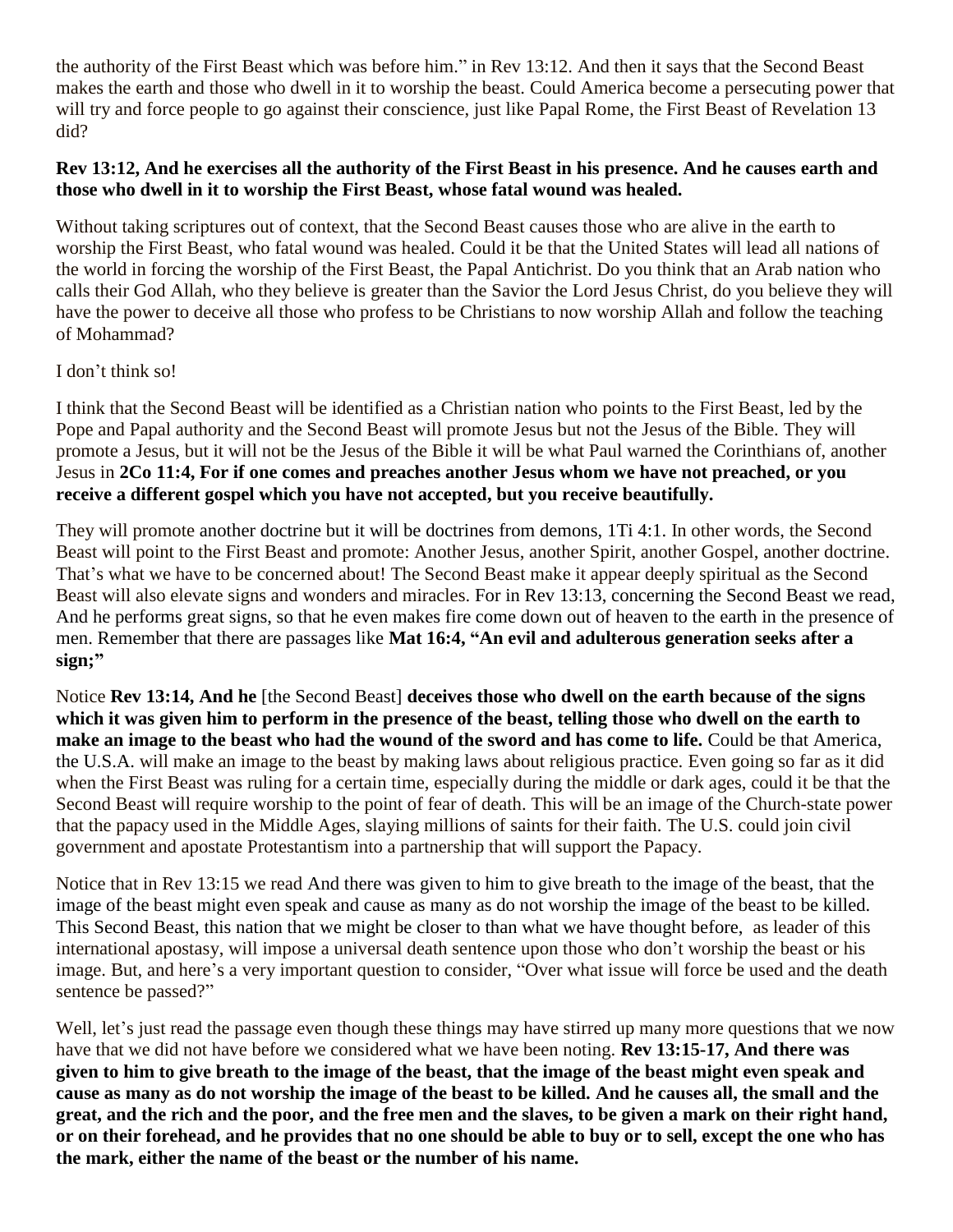the authority of the First Beast which was before him." in Rev 13:12. And then it says that the Second Beast makes the earth and those who dwell in it to worship the beast. Could America become a persecuting power that will try and force people to go against their conscience, just like Papal Rome, the First Beast of Revelation 13 did?

**Rev 13:12, And he exercises all the authority of the First Beast in his presence. And he causes earth and those who dwell in it to worship the First Beast, whose fatal wound was healed.**

Without taking scriptures out of context, that the Second Beast causes those who are alive in the earth to worship the First Beast, who fatal wound was healed. Could it be that the United States will lead all nations of the world in forcing the worship of the First Beast, the Papal Antichrist. Do you think that an Arab nation who calls their God Allah, who they believe is greater than the Savior the Lord Jesus Christ, do you believe they will have the power to deceive all those who profess to be Christians to now worship Allah and follow the teaching of Mohammad?

I don't think so!

I think that the Second Beast will be identified as a Christian nation who points to the First Beast, led by the Pope and Papal authority and the Second Beast will promote Jesus but not the Jesus of the Bible. They will promote a Jesus, but it will not be the Jesus of the Bible it will be what Paul warned the Corinthians of, another Jesus in **2Co 11:4, For if one comes and preaches another Jesus whom we have not preached, or you receive a different gospel which you have not accepted, but you receive beautifully.**

They will promote another doctrine but it will be doctrines from demons, 1Ti 4:1. In other words, the Second Beast will point to the First Beast and promote: Another Jesus, another Spirit, another Gospel, another doctrine. That's what we have to be concerned about! The Second Beast make it appear deeply spiritual as the Second Beast will also elevate signs and wonders and miracles. For in Rev 13:13, concerning the Second Beast we read, And he performs great signs, so that he even makes fire come down out of heaven to the earth in the presence of men. Remember that there are passages like **Mat 16:4, "An evil and adulterous generation seeks after a sign;"**

Notice **Rev 13:14, And he** [the Second Beast] **deceives those who dwell on the earth because of the signs which it was given him to perform in the presence of the beast, telling those who dwell on the earth to make an image to the beast who had the wound of the sword and has come to life.** Could be that America, the U.S.A. will make an image to the beast by making laws about religious practice. Even going so far as it did when the First Beast was ruling for a certain time, especially during the middle or dark ages, could it be that the Second Beast will require worship to the point of fear of death. This will be an image of the Church-state power that the papacy used in the Middle Ages, slaying millions of saints for their faith. The U.S. could join civil government and apostate Protestantism into a partnership that will support the Papacy.

Notice that in Rev 13:15 we read And there was given to him to give breath to the image of the beast, that the image of the beast might even speak and cause as many as do not worship the image of the beast to be killed. This Second Beast, this nation that we might be closer to than what we have thought before, as leader of this international apostasy, will impose a universal death sentence upon those who don't worship the beast or his image. But, and here's a very important question to consider, "Over what issue will force be used and the death sentence be passed?"

Well, let's just read the passage even though these things may have stirred up many more questions that we now have that we did not have before we considered what we have been noting. **Rev 13:15-17, And there was given to him to give breath to the image of the beast, that the image of the beast might even speak and cause as many as do not worship the image of the beast to be killed. And he causes all, the small and the great, and the rich and the poor, and the free men and the slaves, to be given a mark on their right hand, or on their forehead, and he provides that no one should be able to buy or to sell, except the one who has the mark, either the name of the beast or the number of his name.**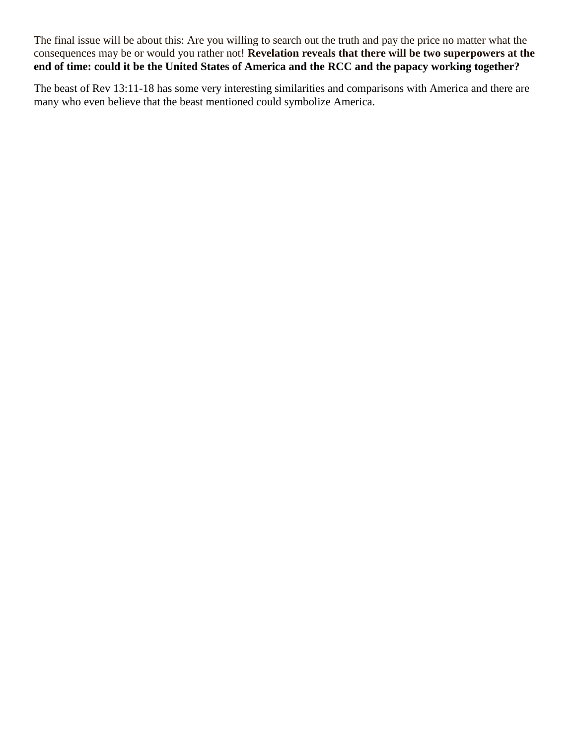The final issue will be about this: Are you willing to search out the truth and pay the price no matter what the consequences may be or would you rather not! **Revelation reveals that there will be two superpowers at the end of time: could it be the United States of America and the RCC and the papacy working together?**

The beast of Rev 13:11-18 has some very interesting similarities and comparisons with America and there are many who even believe that the beast mentioned could symbolize America.